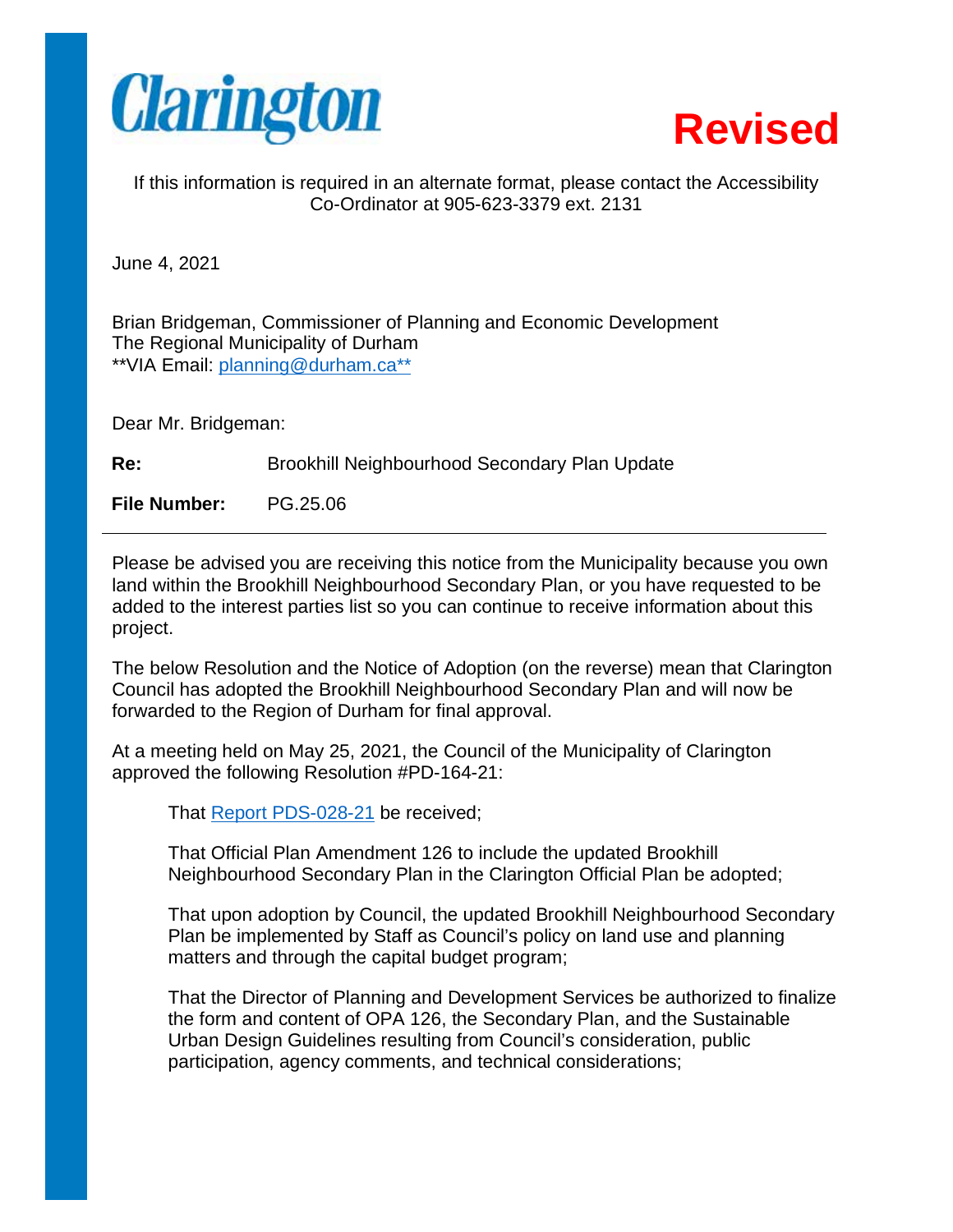Clarington

**Revised**

If this information is required in an alternate format, please contact the Accessibility Co-Ordinator at 905-623-3379 ext. 2131

June 4, 2021

Brian Bridgeman, Commissioner of Planning and Economic Development
The Regional Municipality of Durham
**VIA Email: planning@durham.ca**

Dear Mr. Bridgeman:

**Re:** Brookhill Neighbourhood Secondary Plan Update

**File Number:** PG.25.06

---

Please be advised you are receiving this notice from the Municipality because you own land within the Brookhill Neighbourhood Secondary Plan, or you have requested to be added to the interest parties list so you can continue to receive information about this project.

The below Resolution and the Notice of Adoption (on the reverse) mean that Clarington Council has adopted the Brookhill Neighbourhood Secondary Plan and will now be forwarded to the Region of Durham for final approval.

At a meeting held on May 25, 2021, the Council of the Municipality of Clarington approved the following Resolution #PD-164-21:

> That Report PDS-028-21 be received;
>
> That Official Plan Amendment 126 to include the updated Brookhill Neighbourhood Secondary Plan in the Clarington Official Plan be adopted;
>
> That upon adoption by Council, the updated Brookhill Neighbourhood Secondary Plan be implemented by Staff as Council's policy on land use and planning matters and through the capital budget program;
>
> That the Director of Planning and Development Services be authorized to finalize the form and content of OPA 126, the Secondary Plan, and the Sustainable Urban Design Guidelines resulting from Council's consideration, public participation, agency comments, and technical considerations;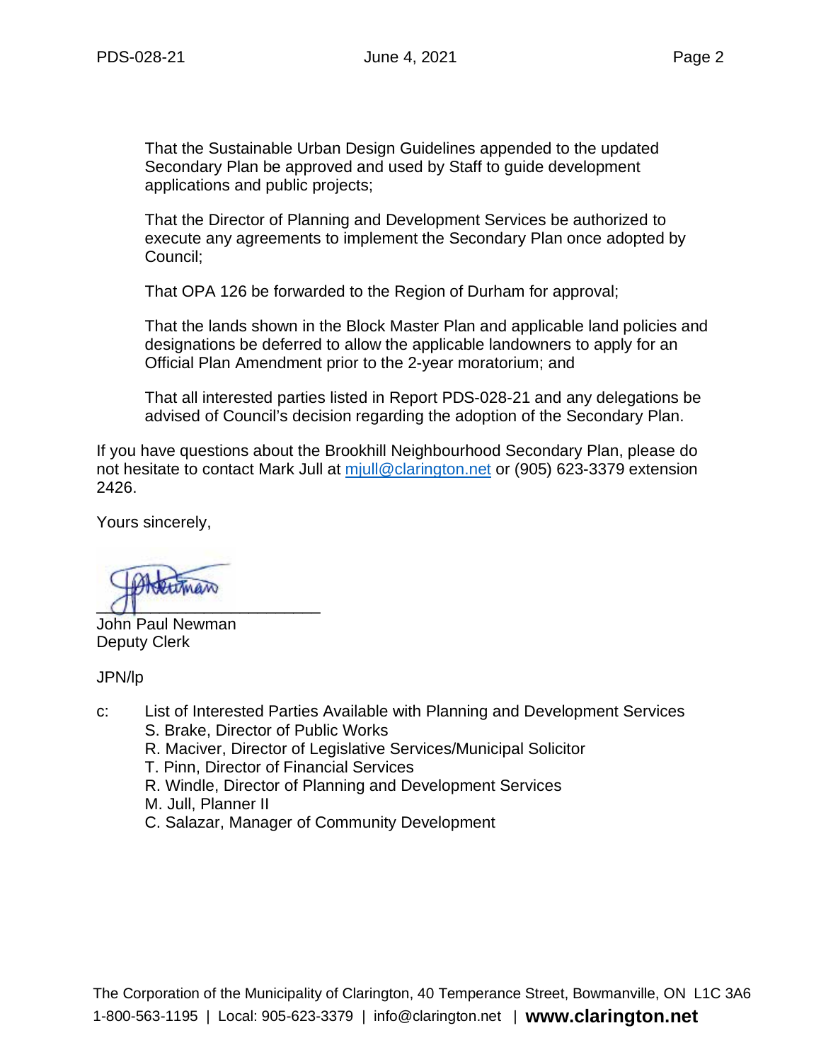That the Sustainable Urban Design Guidelines appended to the updated Secondary Plan be approved and used by Staff to guide development applications and public projects;

That the Director of Planning and Development Services be authorized to execute any agreements to implement the Secondary Plan once adopted by Council;

That OPA 126 be forwarded to the Region of Durham for approval;

That the lands shown in the Block Master Plan and applicable land policies and designations be deferred to allow the applicable landowners to apply for an Official Plan Amendment prior to the 2-year moratorium; and

That all interested parties listed in Report PDS-028-21 and any delegations be advised of Council's decision regarding the adoption of the Secondary Plan.

If you have questions about the Brookhill Neighbourhood Secondary Plan, please do not hesitate to contact Mark Jull at mjull@clarington.net or (905) 623-3379 extension 2426.

Yours sincerely,

John Paul Newman
Deputy Clerk

JPN/lp

c: List of Interested Parties Available with Planning and Development Services
S. Brake, Director of Public Works
R. Maciver, Director of Legislative Services/Municipal Solicitor
T. Pinn, Director of Financial Services
R. Windle, Director of Planning and Development Services
M. Jull, Planner II
C. Salazar, Manager of Community Development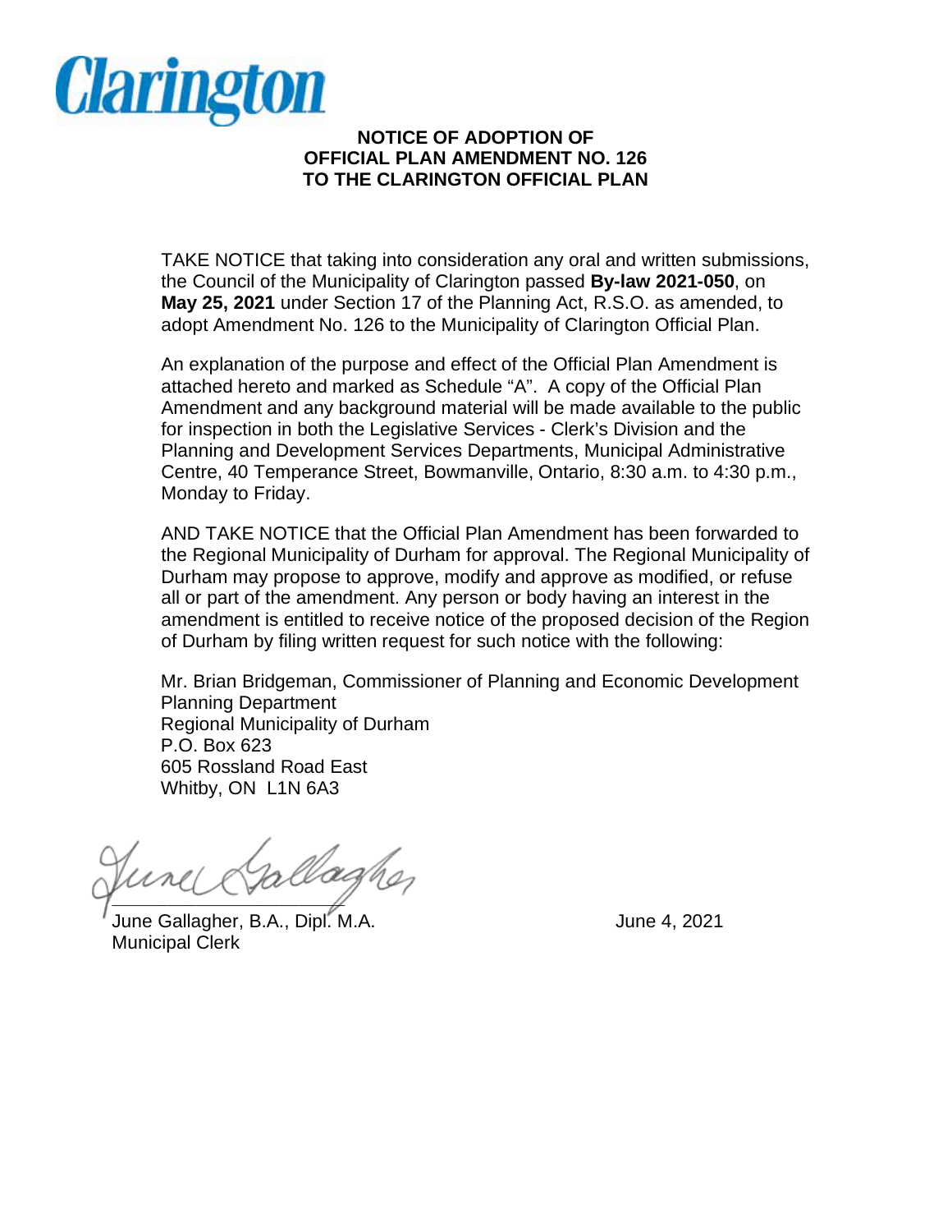Clarington

# NOTICE OF ADOPTION OF OFFICIAL PLAN AMENDMENT NO. 126 TO THE CLARINGTON OFFICIAL PLAN

TAKE NOTICE that taking into consideration any oral and written submissions, the Council of the Municipality of Clarington passed **By-law 2021-050**, on **May 25, 2021** under Section 17 of the Planning Act, R.S.O. as amended, to adopt Amendment No. 126 to the Municipality of Clarington Official Plan.

An explanation of the purpose and effect of the Official Plan Amendment is attached hereto and marked as Schedule "A". A copy of the Official Plan Amendment and any background material will be made available to the public for inspection in both the Legislative Services - Clerk's Division and the Planning and Development Services Departments, Municipal Administrative Centre, 40 Temperance Street, Bowmanville, Ontario, 8:30 a.m. to 4:30 p.m., Monday to Friday.

AND TAKE NOTICE that the Official Plan Amendment has been forwarded to the Regional Municipality of Durham for approval. The Regional Municipality of Durham may propose to approve, modify and approve as modified, or refuse all or part of the amendment. Any person or body having an interest in the amendment is entitled to receive notice of the proposed decision of the Region of Durham by filing written request for such notice with the following:

Mr. Brian Bridgeman, Commissioner of Planning and Economic Development
Planning Department
Regional Municipality of Durham
P.O. Box 623
605 Rossland Road East
Whitby, ON L1N 6A3

June Gallagher

June Gallagher, B.A., Dipl. M.A.
Municipal Clerk

June 4, 2021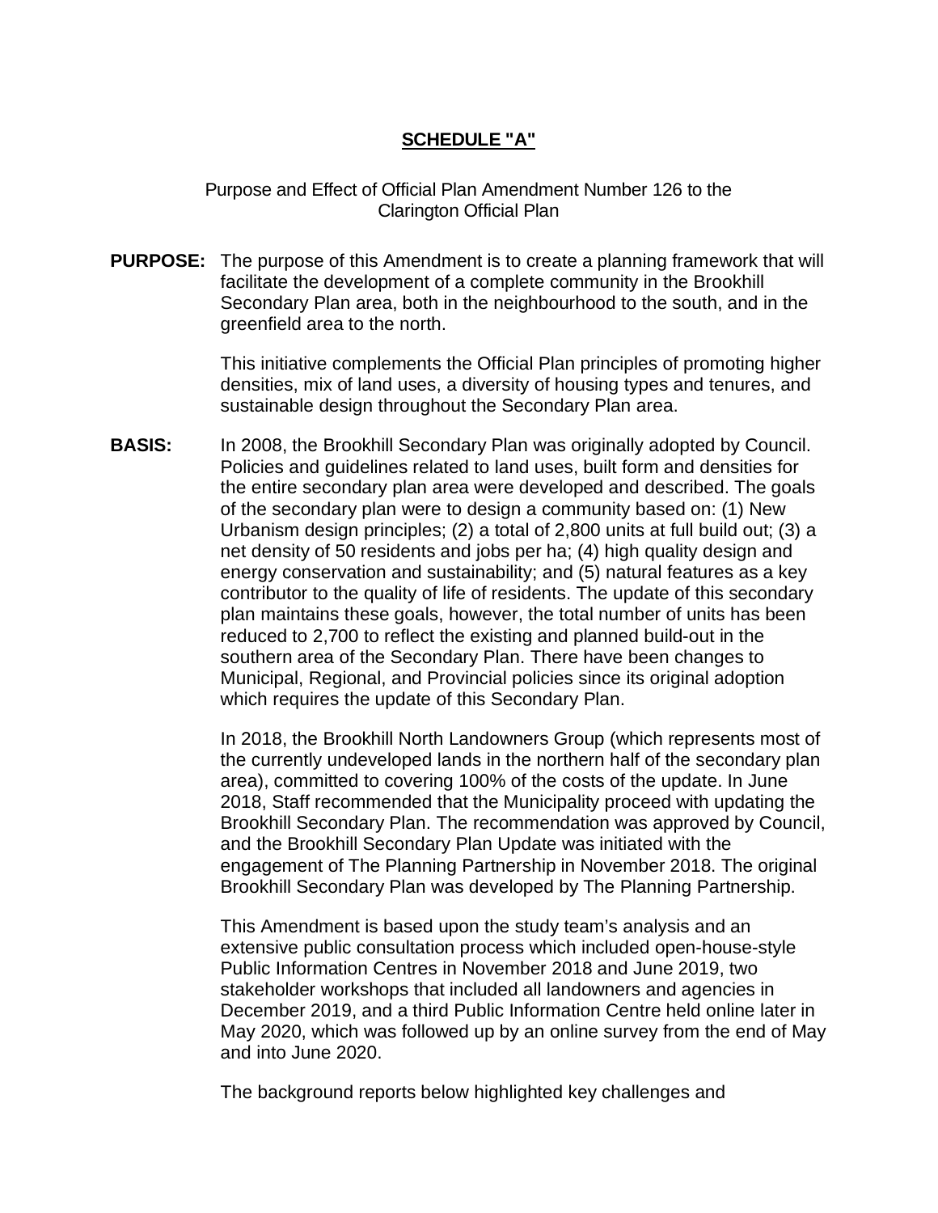## SCHEDULE "A"

Purpose and Effect of Official Plan Amendment Number 126 to the Clarington Official Plan

**PURPOSE:** The purpose of this Amendment is to create a planning framework that will facilitate the development of a complete community in the Brookhill Secondary Plan area, both in the neighbourhood to the south, and in the greenfield area to the north.

This initiative complements the Official Plan principles of promoting higher densities, mix of land uses, a diversity of housing types and tenures, and sustainable design throughout the Secondary Plan area.

**BASIS:** In 2008, the Brookhill Secondary Plan was originally adopted by Council. Policies and guidelines related to land uses, built form and densities for the entire secondary plan area were developed and described. The goals of the secondary plan were to design a community based on: (1) New Urbanism design principles; (2) a total of 2,800 units at full build out; (3) a net density of 50 residents and jobs per ha; (4) high quality design and energy conservation and sustainability; and (5) natural features as a key contributor to the quality of life of residents. The update of this secondary plan maintains these goals, however, the total number of units has been reduced to 2,700 to reflect the existing and planned build-out in the southern area of the Secondary Plan. There have been changes to Municipal, Regional, and Provincial policies since its original adoption which requires the update of this Secondary Plan.

In 2018, the Brookhill North Landowners Group (which represents most of the currently undeveloped lands in the northern half of the secondary plan area), committed to covering 100% of the costs of the update. In June 2018, Staff recommended that the Municipality proceed with updating the Brookhill Secondary Plan. The recommendation was approved by Council, and the Brookhill Secondary Plan Update was initiated with the engagement of The Planning Partnership in November 2018. The original Brookhill Secondary Plan was developed by The Planning Partnership.

This Amendment is based upon the study team's analysis and an extensive public consultation process which included open-house-style Public Information Centres in November 2018 and June 2019, two stakeholder workshops that included all landowners and agencies in December 2019, and a third Public Information Centre held online later in May 2020, which was followed up by an online survey from the end of May and into June 2020.

The background reports below highlighted key challenges and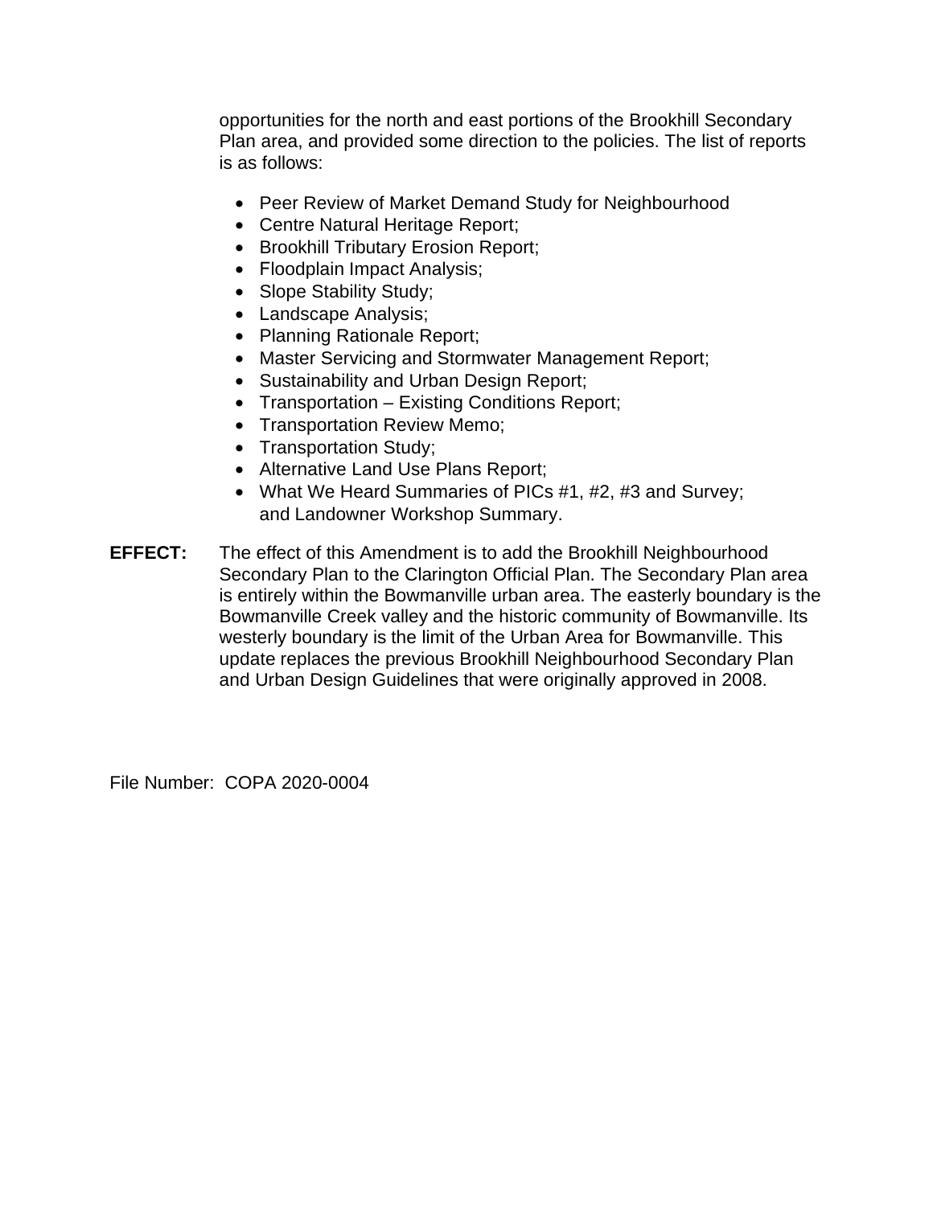opportunities for the north and east portions of the Brookhill Secondary Plan area, and provided some direction to the policies. The list of reports is as follows:

- Peer Review of Market Demand Study for Neighbourhood
- Centre Natural Heritage Report;
- Brookhill Tributary Erosion Report;
- Floodplain Impact Analysis;
- Slope Stability Study;
- Landscape Analysis;
- Planning Rationale Report;
- Master Servicing and Stormwater Management Report;
- Sustainability and Urban Design Report;
- Transportation – Existing Conditions Report;
- Transportation Review Memo;
- Transportation Study;
- Alternative Land Use Plans Report;
- What We Heard Summaries of PICs #1, #2, #3 and Survey; and Landowner Workshop Summary.

**EFFECT:** The effect of this Amendment is to add the Brookhill Neighbourhood Secondary Plan to the Clarington Official Plan. The Secondary Plan area is entirely within the Bowmanville urban area. The easterly boundary is the Bowmanville Creek valley and the historic community of Bowmanville. Its westerly boundary is the limit of the Urban Area for Bowmanville. This update replaces the previous Brookhill Neighbourhood Secondary Plan and Urban Design Guidelines that were originally approved in 2008.

File Number: COPA 2020-0004